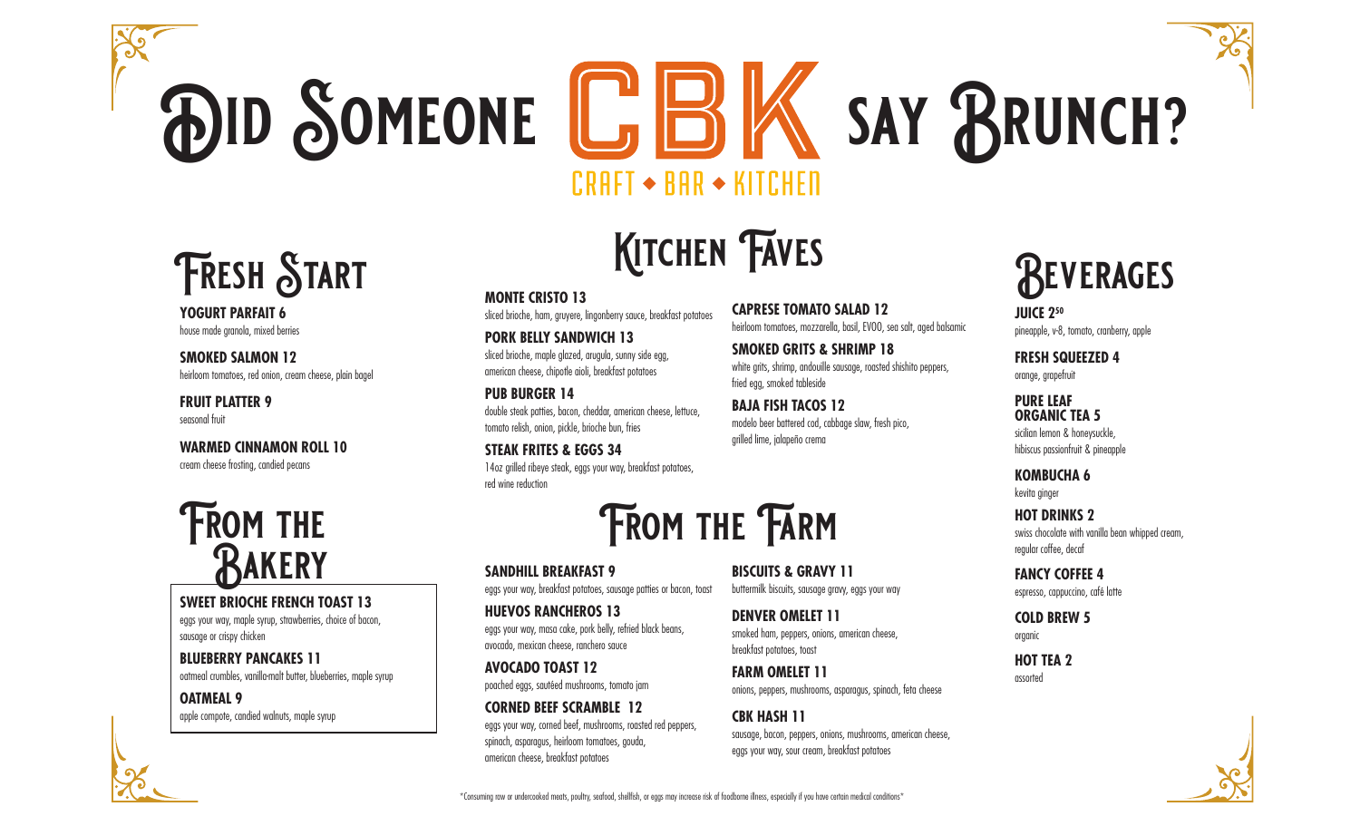# Did Someone CBK say Brunch?

CRAFT ◆ BAR ◆ KITCHEN

## Fresh Start

**YOGURT PARFAIT 6**
house made granola, mixed berries

**SMOKED SALMON 12**
heirloom tomatoes, red onion, cream cheese, plain bagel

**FRUIT PLATTER 9**
seasonal fruit

**WARMED CINNAMON ROLL 10**
cream cheese frosting, candied pecans

## From the Bakery

**SWEET BRIOCHE FRENCH TOAST 13**
eggs your way, maple syrup, strawberries, choice of bacon, sausage or crispy chicken

**BLUEBERRY PANCAKES 11**
oatmeal crumbles, vanilla-malt butter, blueberries, maple syrup

**OATMEAL 9**
apple compote, candied walnuts, maple syrup

## Kitchen Faves

**MONTE CRISTO 13**
sliced brioche, ham, gruyere, lingonberry sauce, breakfast potatoes

**PORK BELLY SANDWICH 13**
sliced brioche, maple glazed, arugula, sunny side egg, american cheese, chipotle aioli, breakfast potatoes

**PUB BURGER 14**
double steak patties, bacon, cheddar, american cheese, lettuce, tomato relish, onion, pickle, brioche bun, fries

**STEAK FRITES & EGGS 34**
14oz grilled ribeye steak, eggs your way, breakfast potatoes, red wine reduction

**CAPRESE TOMATO SALAD 12**
heirloom tomatoes, mozzarella, basil, EVOO, sea salt, aged balsamic

**SMOKED GRITS & SHRIMP 18**
white grits, shrimp, andouille sausage, roasted shishito peppers, fried egg, smoked tableside

**BAJA FISH TACOS 12**
modelo beer battered cod, cabbage slaw, fresh pico, grilled lime, jalapeño crema

## From the Farm

**SANDHILL BREAKFAST 9**
eggs your way, breakfast potatoes, sausage patties or bacon, toast

**HUEVOS RANCHEROS 13**
eggs your way, masa cake, pork belly, refried black beans, avocado, mexican cheese, ranchero sauce

**AVOCADO TOAST 12**
poached eggs, sautéed mushrooms, tomato jam

**CORNED BEEF SCRAMBLE 12**
eggs your way, corned beef, mushrooms, roasted red peppers, spinach, asparagus, heirloom tomatoes, gouda, american cheese, breakfast potatoes

**BISCUITS & GRAVY 11**
buttermilk biscuits, sausage gravy, eggs your way

**DENVER OMELET 11**
smoked ham, peppers, onions, american cheese, breakfast potatoes, toast

**FARM OMELET 11**
onions, peppers, mushrooms, asparagus, spinach, feta cheese

**CBK HASH 11**
sausage, bacon, peppers, onions, mushrooms, american cheese, eggs your way, sour cream, breakfast potatoes

## Beverages

**JUICE 2[50]**
pineapple, v-8, tomato, cranberry, apple

**FRESH SQUEEZED 4**
orange, grapefruit

**PURE LEAF ORGANIC TEA 5**
sicilian lemon & honeysuckle, hibiscus passionfruit & pineapple

**KOMBUCHA 6**
kevita ginger

**HOT DRINKS 2**
swiss chocolate with vanilla bean whipped cream, regular coffee, decaf

**FANCY COFFEE 4**
espresso, cappuccino, café latte

**COLD BREW 5**
organic

**HOT TEA 2**
assorted

*Consuming raw or undercooked meats, poultry, seafood, shellfish, or eggs may increase risk of foodborne illness, especially if you have certain medical conditions*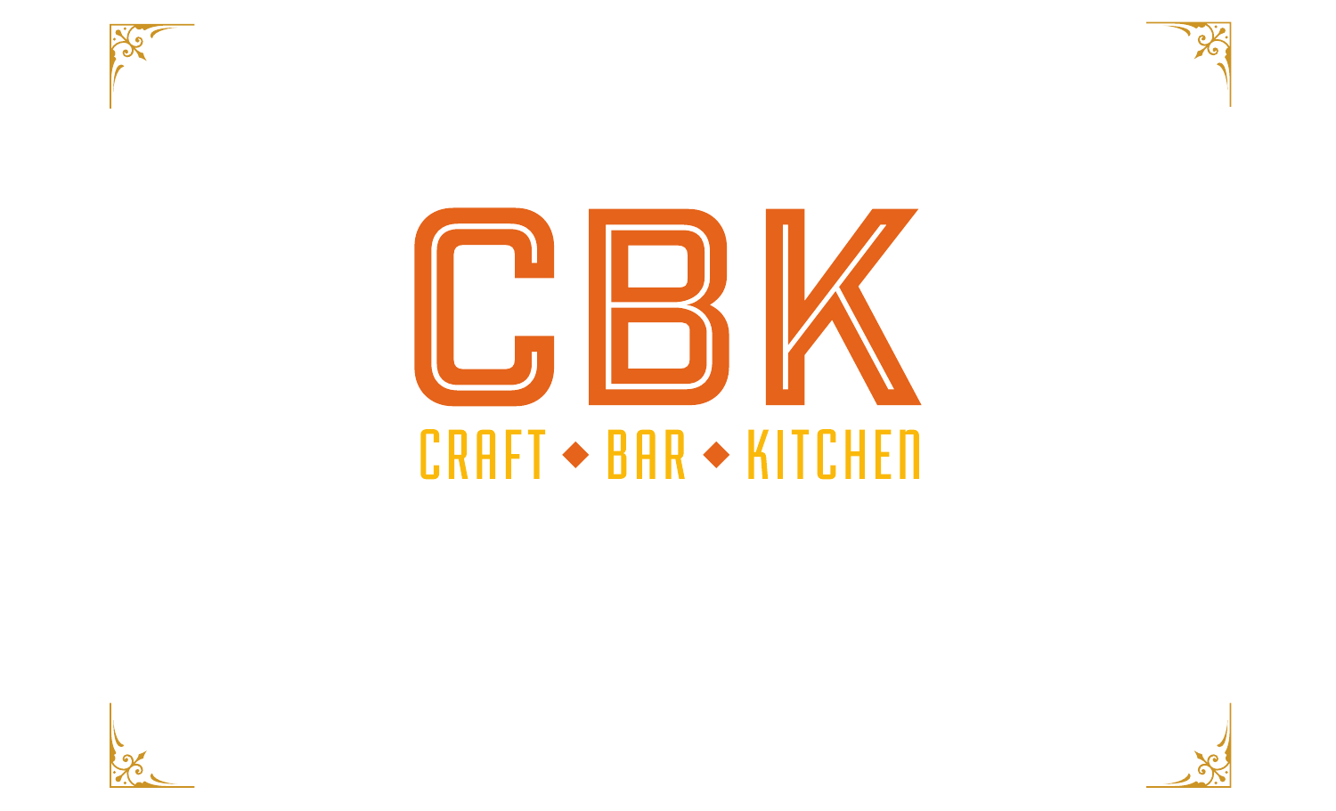# CBK

CRAFT ◆ BAR ◆ KITCHEN